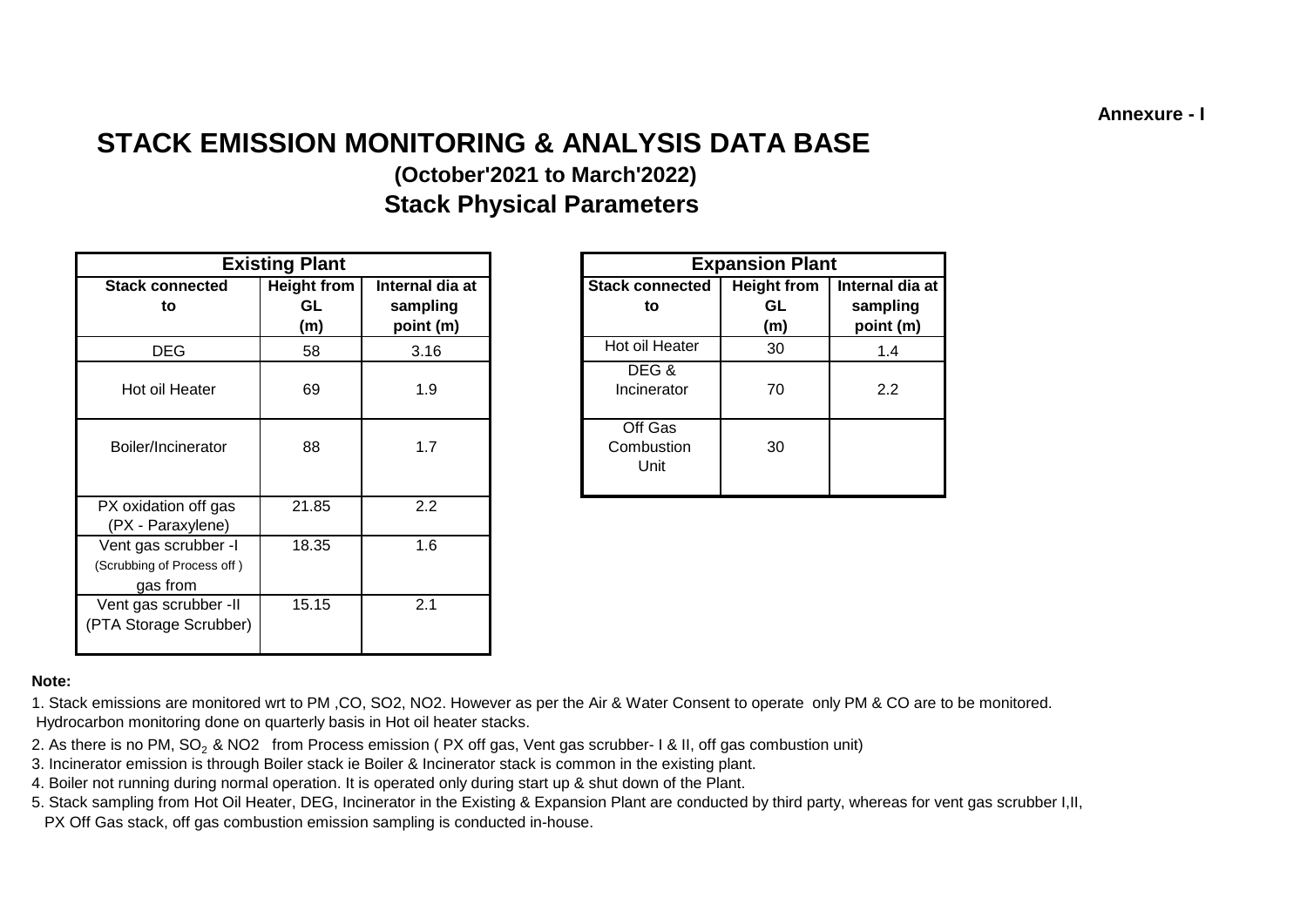**Annexure - I**

# STACK EMISSION MONITORING & ANALYSIS DATA BASE

## (October'2021 to March'2022)

## Stack Physical Parameters

| Existing Plant | | |
|---|---|---|
| **Stack connected to** | **Height from GL (m)** | **Internal dia at sampling point (m)** |
| DEG | 58 | 3.16 |
| Hot oil Heater | 69 | 1.9 |
| Boiler/Incinerator | 88 | 1.7 |
| PX oxidation off gas (PX - Paraxylene) | 21.85 | 2.2 |
| Vent gas scrubber -I (Scrubbing of Process off ) gas from | 18.35 | 1.6 |
| Vent gas scrubber -II (PTA Storage Scrubber) | 15.15 | 2.1 |

| Expansion Plant | | |
|---|---|---|
| **Stack connected to** | **Height from GL (m)** | **Internal dia at sampling point (m)** |
| Hot oil Heater | 30 | 1.4 |
| DEG & Incinerator | 70 | 2.2 |
| Off Gas Combustion Unit | 30 | |

**Note:**

1. Stack emissions are monitored wrt to PM ,CO, SO2, NO2. However as per the Air & Water Consent to operate only PM & CO are to be monitored. Hydrocarbon monitoring done on quarterly basis in Hot oil heater stacks.
2. As there is no PM, $SO_2$ & NO2 from Process emission ( PX off gas, Vent gas scrubber- I & II, off gas combustion unit)
3. Incinerator emission is through Boiler stack ie Boiler & Incinerator stack is common in the existing plant.
4. Boiler not running during normal operation. It is operated only during start up & shut down of the Plant.
5. Stack sampling from Hot Oil Heater, DEG, Incinerator in the Existing & Expansion Plant are conducted by third party, whereas for vent gas scrubber I,II, PX Off Gas stack, off gas combustion emission sampling is conducted in-house.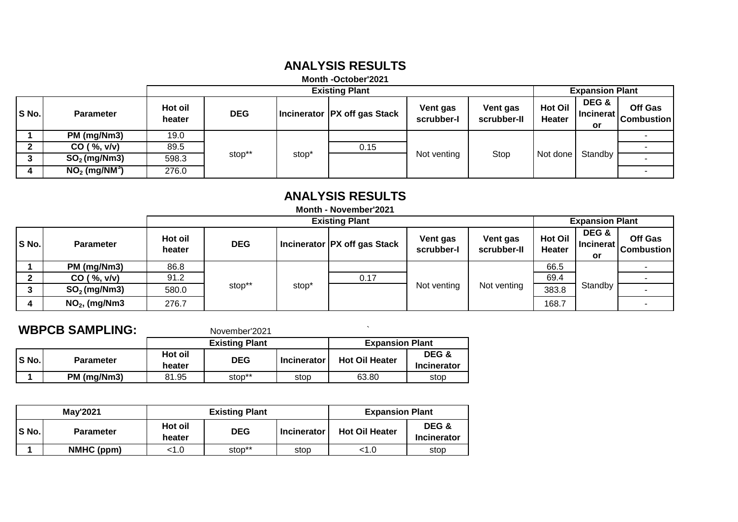## ANALYSIS RESULTS

**Month -October'2021**

| | | Existing Plant | | | | | | Expansion Plant | | |
|---|---|---|---|---|---|---|---|---|---|---|
| **S No.** | **Parameter** | **Hot oil heater** | **DEG** | **Incinerator** | **PX off gas Stack** | **Vent gas scrubber-I** | **Vent gas scrubber-II** | **Hot Oil Heater** | **DEG & Incinerator** | **Off Gas Combustion** |
| 1 | PM (mg/Nm3) | 19.0 | stop** | stop* | | Not venting | Stop | Not done | Standby | - |
| 2 | CO ( %, v/v) | 89.5 | | | 0.15 | | | | | - |
| 3 | $SO_2$ (mg/Nm3) | 598.3 | | | | | | | | - |
| 4 | $NO_2$ (mg/NM$^3$) | 276.0 | | | | | | | | - |

## ANALYSIS RESULTS

**Month - November'2021**

| | | Existing Plant | | | | | | Expansion Plant | | |
|---|---|---|---|---|---|---|---|---|---|---|
| **S No.** | **Parameter** | **Hot oil heater** | **DEG** | **Incinerator** | **PX off gas Stack** | **Vent gas scrubber-I** | **Vent gas scrubber-II** | **Hot Oil Heater** | **DEG & Incinerator** | **Off Gas Combustion** |
| 1 | PM (mg/Nm3) | 86.8 | stop** | stop* | | Not venting | Not venting | 66.5 | Standby | - |
| 2 | CO ( %, v/v) | 91.2 | | | 0.17 | | | 69.4 | | - |
| 3 | $SO_2$ (mg/Nm3) | 580.0 | | | | | | 383.8 | | - |
| 4 | $NO_2$, (mg/Nm3 | 276.7 | | | | | | 168.7 | | - |

## WBPCB SAMPLING:

November'2021

| | | Existing Plant | | | Expansion Plant | |
|---|---|---|---|---|---|---|
| **S No.** | **Parameter** | **Hot oil heater** | **DEG** | **Incinerator** | **Hot Oil Heater** | **DEG & Incinerator** |
| 1 | PM (mg/Nm3) | 81.95 | stop** | stop | 63.80 | stop |

| May'2021 | | Existing Plant | | | Expansion Plant | |
|---|---|---|---|---|---|---|
| **S No.** | **Parameter** | **Hot oil heater** | **DEG** | **Incinerator** | **Hot Oil Heater** | **DEG & Incinerator** |
| 1 | NMHC (ppm) | <1.0 | stop** | stop | <1.0 | stop |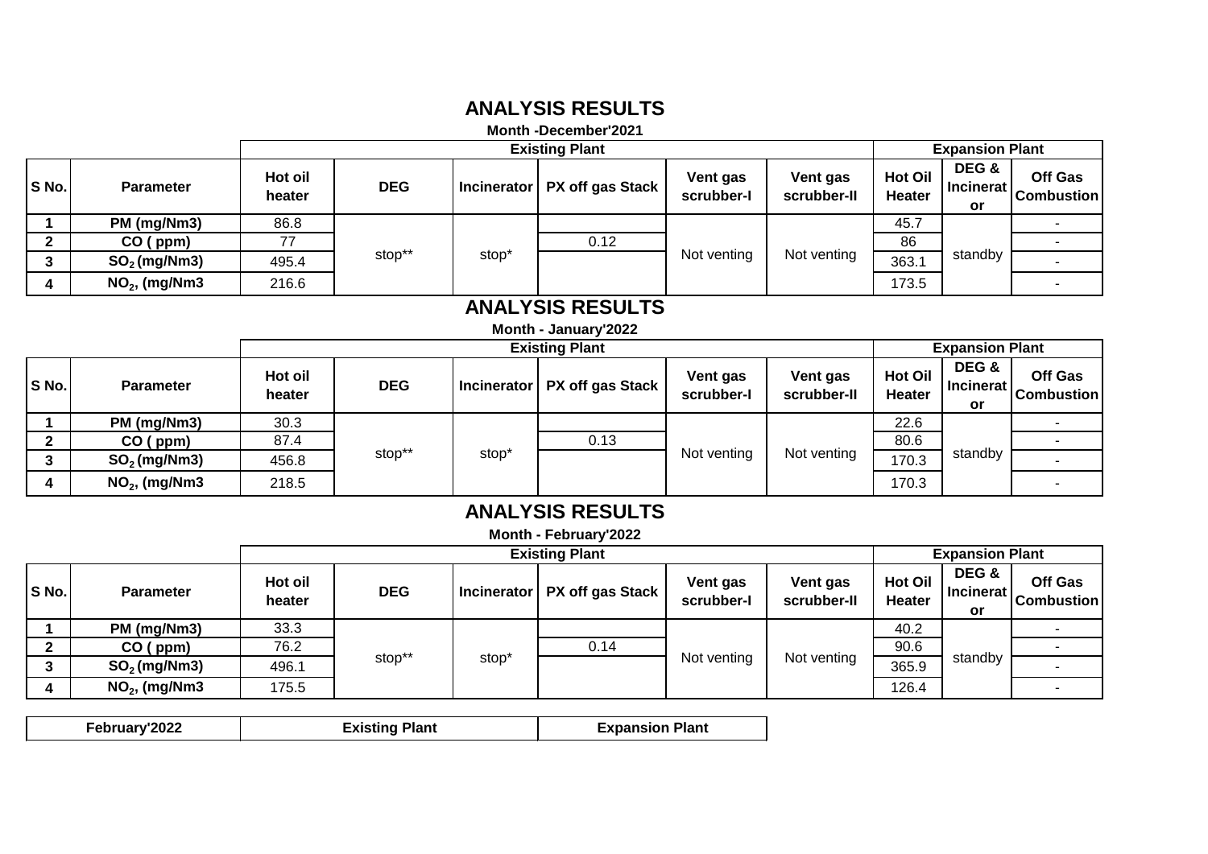## ANALYSIS RESULTS

**Month -December'2021**

| | | Existing Plant | | | | | | Expansion Plant | | |
|---|---|---|---|---|---|---|---|---|---|---|
| S No. | Parameter | Hot oil heater | DEG | Incinerator | PX off gas Stack | Vent gas scrubber-I | Vent gas scrubber-II | Hot Oil Heater | DEG & Incinerator | Off Gas Combustion |
| 1 | PM (mg/Nm3) | 86.8 | stop** | stop* | | Not venting | Not venting | 45.7 | standby | - |
| 2 | CO ( ppm) | 77 | | | 0.12 | | | 86 | | - |
| 3 | $SO_2$ (mg/Nm3) | 495.4 | | | | | | 363.1 | | - |
| 4 | $NO_2$, (mg/Nm3 | 216.6 | | | | | | 173.5 | | - |

## ANALYSIS RESULTS

**Month - January'2022**

| | | Existing Plant | | | | | | Expansion Plant | | |
|---|---|---|---|---|---|---|---|---|---|---|
| S No. | Parameter | Hot oil heater | DEG | Incinerator | PX off gas Stack | Vent gas scrubber-I | Vent gas scrubber-II | Hot Oil Heater | DEG & Incinerator | Off Gas Combustion |
| 1 | PM (mg/Nm3) | 30.3 | stop** | stop* | | Not venting | Not venting | 22.6 | standby | - |
| 2 | CO ( ppm) | 87.4 | | | 0.13 | | | 80.6 | | - |
| 3 | $SO_2$ (mg/Nm3) | 456.8 | | | | | | 170.3 | | - |
| 4 | $NO_2$, (mg/Nm3 | 218.5 | | | | | | 170.3 | | - |

## ANALYSIS RESULTS

**Month - February'2022**

| | | Existing Plant | | | | | | Expansion Plant | | |
|---|---|---|---|---|---|---|---|---|---|---|
| S No. | Parameter | Hot oil heater | DEG | Incinerator | PX off gas Stack | Vent gas scrubber-I | Vent gas scrubber-II | Hot Oil Heater | DEG & Incinerator | Off Gas Combustion |
| 1 | PM (mg/Nm3) | 33.3 | stop** | stop* | | Not venting | Not venting | 40.2 | standby | - |
| 2 | CO ( ppm) | 76.2 | | | 0.14 | | | 90.6 | | - |
| 3 | $SO_2$ (mg/Nm3) | 496.1 | | | | | | 365.9 | | - |
| 4 | $NO_2$, (mg/Nm3 | 175.5 | | | | | | 126.4 | | - |

| February'2022 | Existing Plant | Expansion Plant |
|---|---|---|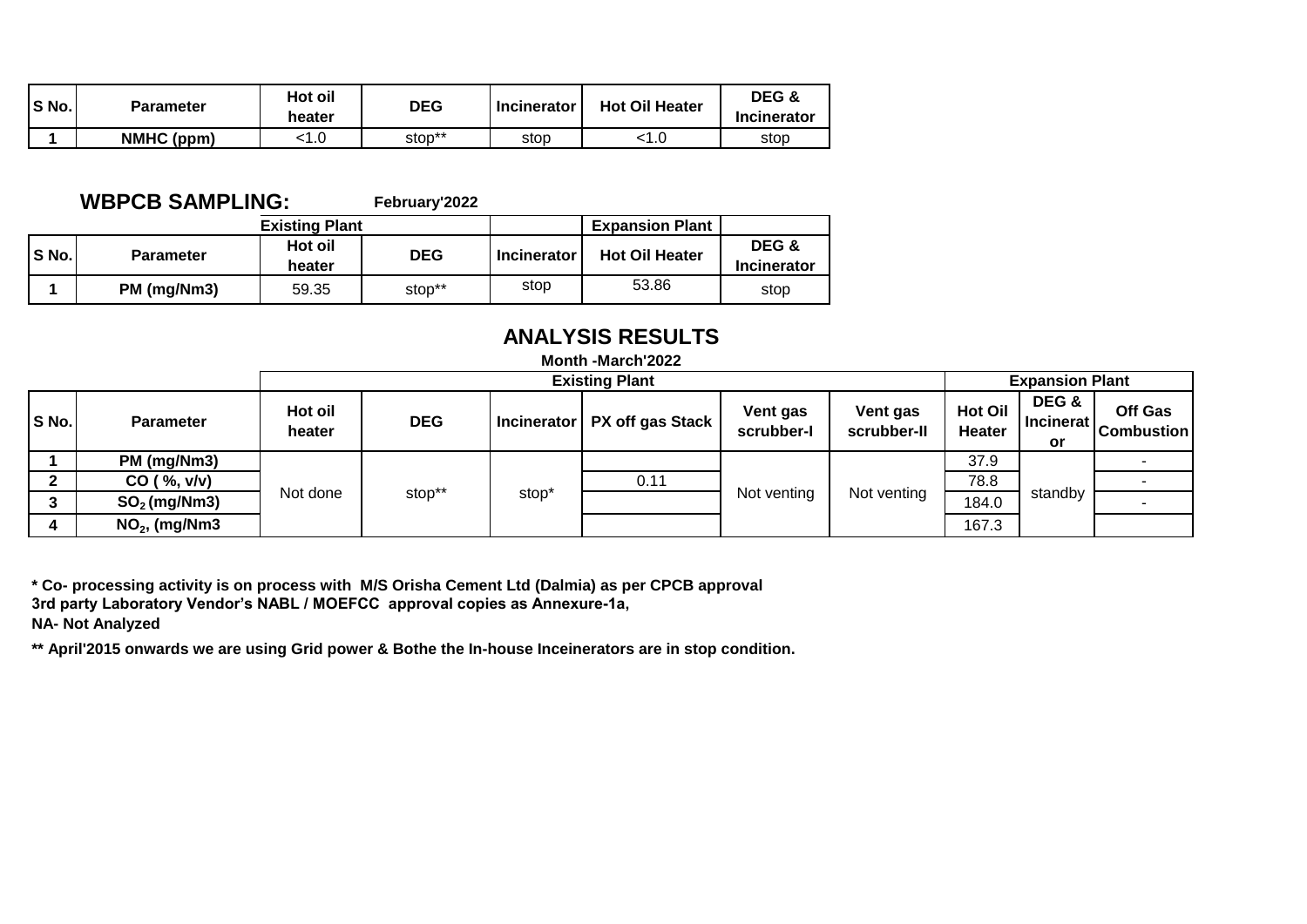| S No. | Parameter | Hot oil heater | DEG | Incinerator | Hot Oil Heater | DEG & Incinerator |
|---|---|---|---|---|---|---|
| 1 | NMHC (ppm) | <1.0 | stop** | stop | <1.0 | stop |

**WBPCB SAMPLING:** **February'2022**

| | | Existing Plant | | | Expansion Plant | |
|---|---|---|---|---|---|---|
| S No. | Parameter | Hot oil heater | DEG | Incinerator | Hot Oil Heater | DEG & Incinerator |
| 1 | PM (mg/Nm3) | 59.35 | stop** | stop | 53.86 | stop |

## ANALYSIS RESULTS

**Month -March'2022**

| | | Existing Plant | | | | | | Expansion Plant | | |
|---|---|---|---|---|---|---|---|---|---|---|
| S No. | Parameter | Hot oil heater | DEG | Incinerator | PX off gas Stack | Vent gas scrubber-I | Vent gas scrubber-II | Hot Oil Heater | DEG & Incinerator | Off Gas Combustion |
| 1 | PM (mg/Nm3) | Not done | stop** | stop* | | Not venting | Not venting | 37.9 | standby | - |
| 2 | CO ( %, v/v) | | | | 0.11 | | | 78.8 | | - |
| 3 | $SO_2$ (mg/Nm3) | | | | | | | 184.0 | | - |
| 4 | $NO_2$, (mg/Nm3 | | | | | | | 167.3 | | |

**\* Co- processing activity is on process with M/S Orisha Cement Ltd (Dalmia) as per CPCB approval**
**3rd party Laboratory Vendor's NABL / MOEFCC approval copies as Annexure-1a,**
**NA- Not Analyzed**

**\*\* April'2015 onwards we are using Grid power & Bothe the In-house Inceinerators are in stop condition.**